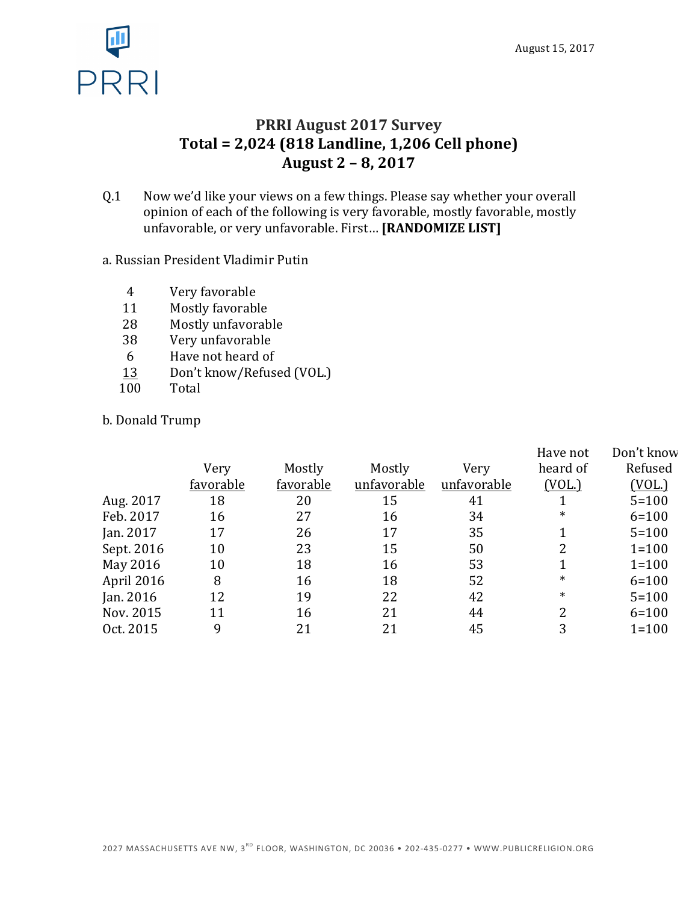August 15, 2017

# PRRI August 2017 Survey
## Total = 2,024 (818 Landline, 1,206 Cell phone)
## August 2 – 8, 2017

Q.1 Now we'd like your views on a few things. Please say whether your overall opinion of each of the following is very favorable, mostly favorable, mostly unfavorable, or very unfavorable. First… **[RANDOMIZE LIST]**

a. Russian President Vladimir Putin

| | |
|---|---|
| 4 | Very favorable |
| 11 | Mostly favorable |
| 28 | Mostly unfavorable |
| 38 | Very unfavorable |
| 6 | Have not heard of |
| 13 | Don't know/Refused (VOL.) |
| 100 | Total |

b. Donald Trump

| | Very favorable | Mostly favorable | Mostly unfavorable | Very unfavorable | Have not heard of (VOL.) | Don't know Refused (VOL.) |
|---|---|---|---|---|---|---|
| Aug. 2017 | 18 | 20 | 15 | 41 | 1 | 5=100 |
| Feb. 2017 | 16 | 27 | 16 | 34 | * | 6=100 |
| Jan. 2017 | 17 | 26 | 17 | 35 | 1 | 5=100 |
| Sept. 2016 | 10 | 23 | 15 | 50 | 2 | 1=100 |
| May 2016 | 10 | 18 | 16 | 53 | 1 | 1=100 |
| April 2016 | 8 | 16 | 18 | 52 | * | 6=100 |
| Jan. 2016 | 12 | 19 | 22 | 42 | * | 5=100 |
| Nov. 2015 | 11 | 16 | 21 | 44 | 2 | 6=100 |
| Oct. 2015 | 9 | 21 | 21 | 45 | 3 | 1=100 |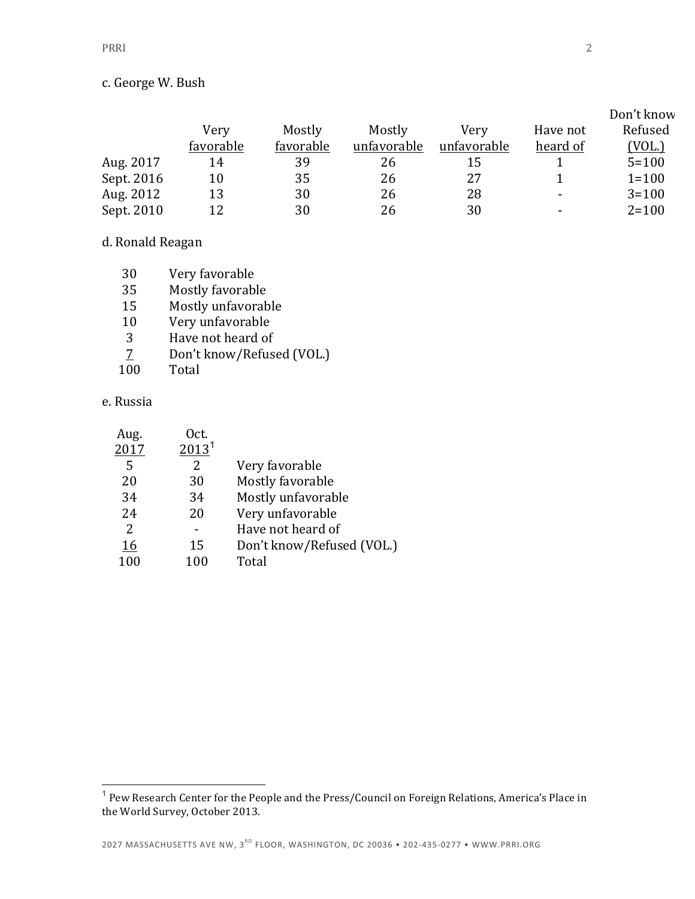c. George W. Bush

| | Very favorable | Mostly favorable | Mostly unfavorable | Very unfavorable | Have not heard of | Don't know Refused (VOL.) |
|---|---|---|---|---|---|---|
| Aug. 2017 | 14 | 39 | 26 | 15 | 1 | 5=100 |
| Sept. 2016 | 10 | 35 | 26 | 27 | 1 | 1=100 |
| Aug. 2012 | 13 | 30 | 26 | 28 | - | 3=100 |
| Sept. 2010 | 12 | 30 | 26 | 30 | - | 2=100 |

d. Ronald Reagan

| | |
|---|---|
| 30 | Very favorable |
| 35 | Mostly favorable |
| 15 | Mostly unfavorable |
| 10 | Very unfavorable |
| 3 | Have not heard of |
| 7 | Don't know/Refused (VOL.) |
| 100 | Total |

e. Russia

| Aug. 2017 | Oct. 2013[1] | |
|---|---|---|
| 5 | 2 | Very favorable |
| 20 | 30 | Mostly favorable |
| 34 | 34 | Mostly unfavorable |
| 24 | 20 | Very unfavorable |
| 2 | - | Have not heard of |
| 16 | 15 | Don't know/Refused (VOL.) |
| 100 | 100 | Total |

[1] Pew Research Center for the People and the Press/Council on Foreign Relations, America's Place in the World Survey, October 2013.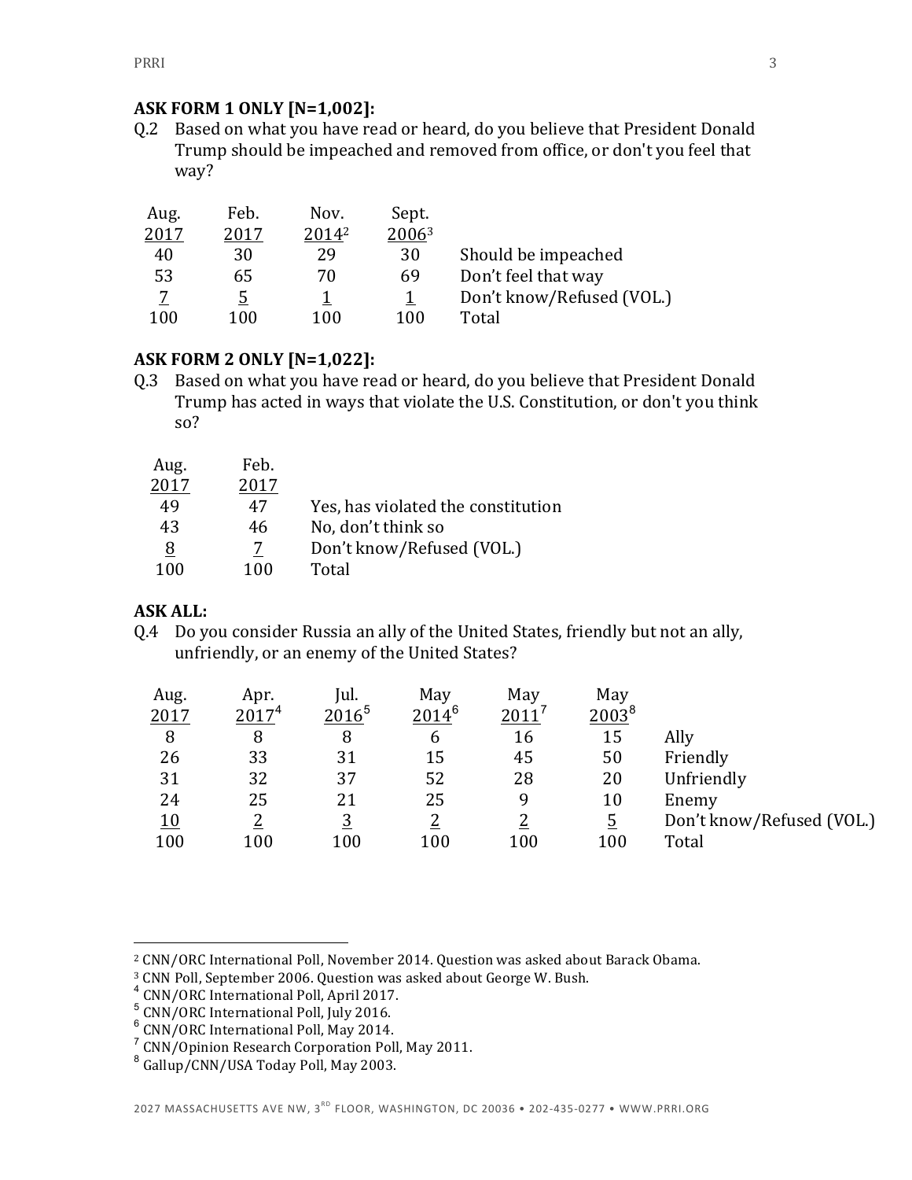**ASK FORM 1 ONLY [N=1,002]:**

Q.2 Based on what you have read or heard, do you believe that President Donald Trump should be impeached and removed from office, or don't you feel that way?

| Aug. 2017 | Feb. 2017 | Nov. 2014[2] | Sept. 2006[3] | |
|---|---|---|---|---|
| 40 | 30 | 29 | 30 | Should be impeached |
| 53 | 65 | 70 | 69 | Don't feel that way |
| 7 | 5 | 1 | 1 | Don't know/Refused (VOL.) |
| 100 | 100 | 100 | 100 | Total |

**ASK FORM 2 ONLY [N=1,022]:**

Q.3 Based on what you have read or heard, do you believe that President Donald Trump has acted in ways that violate the U.S. Constitution, or don't you think so?

| Aug. 2017 | Feb. 2017 | |
|---|---|---|
| 49 | 47 | Yes, has violated the constitution |
| 43 | 46 | No, don't think so |
| 8 | 7 | Don't know/Refused (VOL.) |
| 100 | 100 | Total |

**ASK ALL:**

Q.4 Do you consider Russia an ally of the United States, friendly but not an ally, unfriendly, or an enemy of the United States?

| Aug. 2017 | Apr. 2017[4] | Jul. 2016[5] | May 2014[6] | May 2011[7] | May 2003[8] | |
|---|---|---|---|---|---|---|
| 8 | 8 | 8 | 6 | 16 | 15 | Ally |
| 26 | 33 | 31 | 15 | 45 | 50 | Friendly |
| 31 | 32 | 37 | 52 | 28 | 20 | Unfriendly |
| 24 | 25 | 21 | 25 | 9 | 10 | Enemy |
| 10 | 2 | 3 | 2 | 2 | 5 | Don't know/Refused (VOL.) |
| 100 | 100 | 100 | 100 | 100 | 100 | Total |

[2] CNN/ORC International Poll, November 2014. Question was asked about Barack Obama.
[3] CNN Poll, September 2006. Question was asked about George W. Bush.
[4] CNN/ORC International Poll, April 2017.
[5] CNN/ORC International Poll, July 2016.
[6] CNN/ORC International Poll, May 2014.
[7] CNN/Opinion Research Corporation Poll, May 2011.
[8] Gallup/CNN/USA Today Poll, May 2003.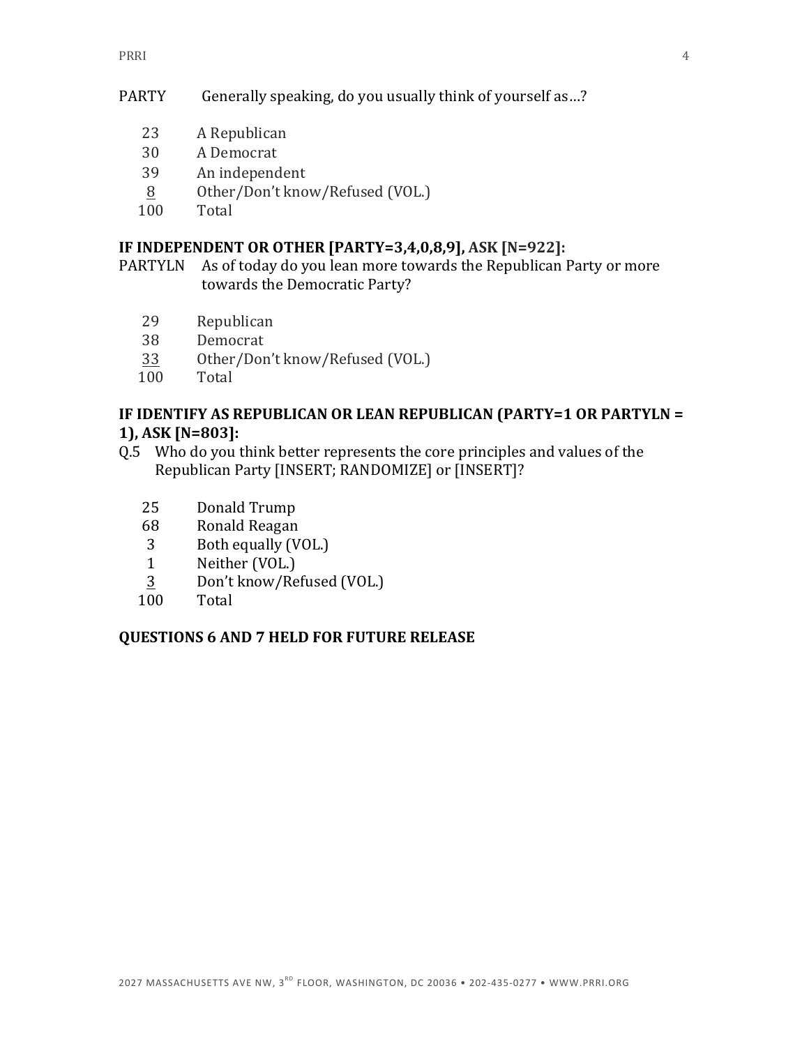PARTY Generally speaking, do you usually think of yourself as…?

| | |
|---|---|
| 23 | A Republican |
| 30 | A Democrat |
| 39 | An independent |
| 8 | Other/Don't know/Refused (VOL.) |
| 100 | Total |

**IF INDEPENDENT OR OTHER [PARTY=3,4,0,8,9], ASK [N=922]:**

PARTYLN As of today do you lean more towards the Republican Party or more towards the Democratic Party?

| | |
|---|---|
| 29 | Republican |
| 38 | Democrat |
| 33 | Other/Don't know/Refused (VOL.) |
| 100 | Total |

**IF IDENTIFY AS REPUBLICAN OR LEAN REPUBLICAN (PARTY=1 OR PARTYLN = 1), ASK [N=803]:**

Q.5 Who do you think better represents the core principles and values of the Republican Party [INSERT; RANDOMIZE] or [INSERT]?

| | |
|---|---|
| 25 | Donald Trump |
| 68 | Ronald Reagan |
| 3 | Both equally (VOL.) |
| 1 | Neither (VOL.) |
| 3 | Don't know/Refused (VOL.) |
| 100 | Total |

**QUESTIONS 6 AND 7 HELD FOR FUTURE RELEASE**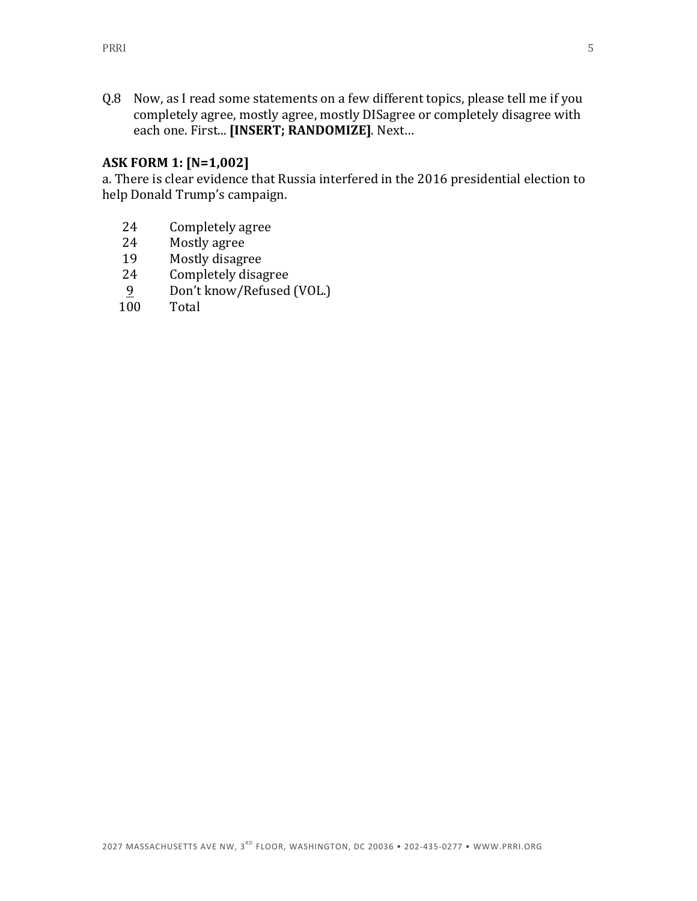Q.8 Now, as I read some statements on a few different topics, please tell me if you completely agree, mostly agree, mostly DISagree or completely disagree with each one. First... **[INSERT; RANDOMIZE]**. Next...

**ASK FORM 1: [N=1,002]**

a. There is clear evidence that Russia interfered in the 2016 presidential election to help Donald Trump's campaign.

| | |
|---|---|
| 24 | Completely agree |
| 24 | Mostly agree |
| 19 | Mostly disagree |
| 24 | Completely disagree |
| 9 | Don't know/Refused (VOL.) |
| 100 | Total |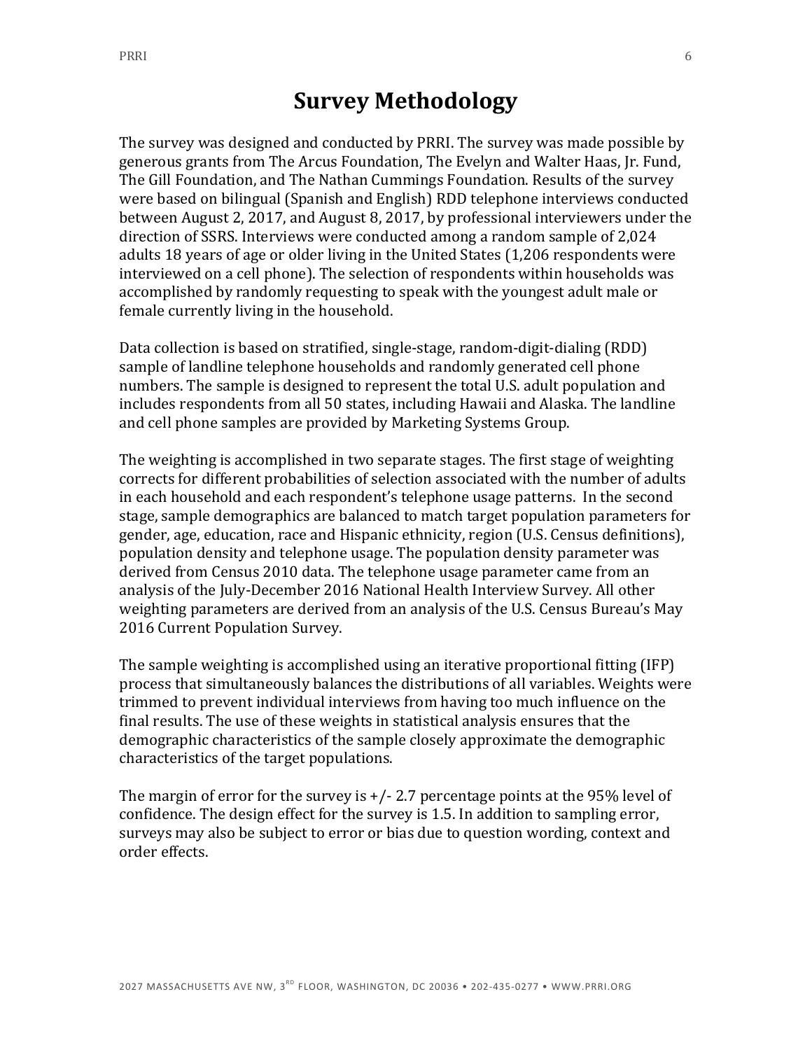# Survey Methodology

The survey was designed and conducted by PRRI. The survey was made possible by generous grants from The Arcus Foundation, The Evelyn and Walter Haas, Jr. Fund, The Gill Foundation, and The Nathan Cummings Foundation. Results of the survey were based on bilingual (Spanish and English) RDD telephone interviews conducted between August 2, 2017, and August 8, 2017, by professional interviewers under the direction of SSRS. Interviews were conducted among a random sample of 2,024 adults 18 years of age or older living in the United States (1,206 respondents were interviewed on a cell phone). The selection of respondents within households was accomplished by randomly requesting to speak with the youngest adult male or female currently living in the household.

Data collection is based on stratified, single-stage, random-digit-dialing (RDD) sample of landline telephone households and randomly generated cell phone numbers. The sample is designed to represent the total U.S. adult population and includes respondents from all 50 states, including Hawaii and Alaska. The landline and cell phone samples are provided by Marketing Systems Group.

The weighting is accomplished in two separate stages. The first stage of weighting corrects for different probabilities of selection associated with the number of adults in each household and each respondent's telephone usage patterns. In the second stage, sample demographics are balanced to match target population parameters for gender, age, education, race and Hispanic ethnicity, region (U.S. Census definitions), population density and telephone usage. The population density parameter was derived from Census 2010 data. The telephone usage parameter came from an analysis of the July-December 2016 National Health Interview Survey. All other weighting parameters are derived from an analysis of the U.S. Census Bureau's May 2016 Current Population Survey.

The sample weighting is accomplished using an iterative proportional fitting (IFP) process that simultaneously balances the distributions of all variables. Weights were trimmed to prevent individual interviews from having too much influence on the final results. The use of these weights in statistical analysis ensures that the demographic characteristics of the sample closely approximate the demographic characteristics of the target populations.

The margin of error for the survey is +/- 2.7 percentage points at the 95% level of confidence. The design effect for the survey is 1.5. In addition to sampling error, surveys may also be subject to error or bias due to question wording, context and order effects.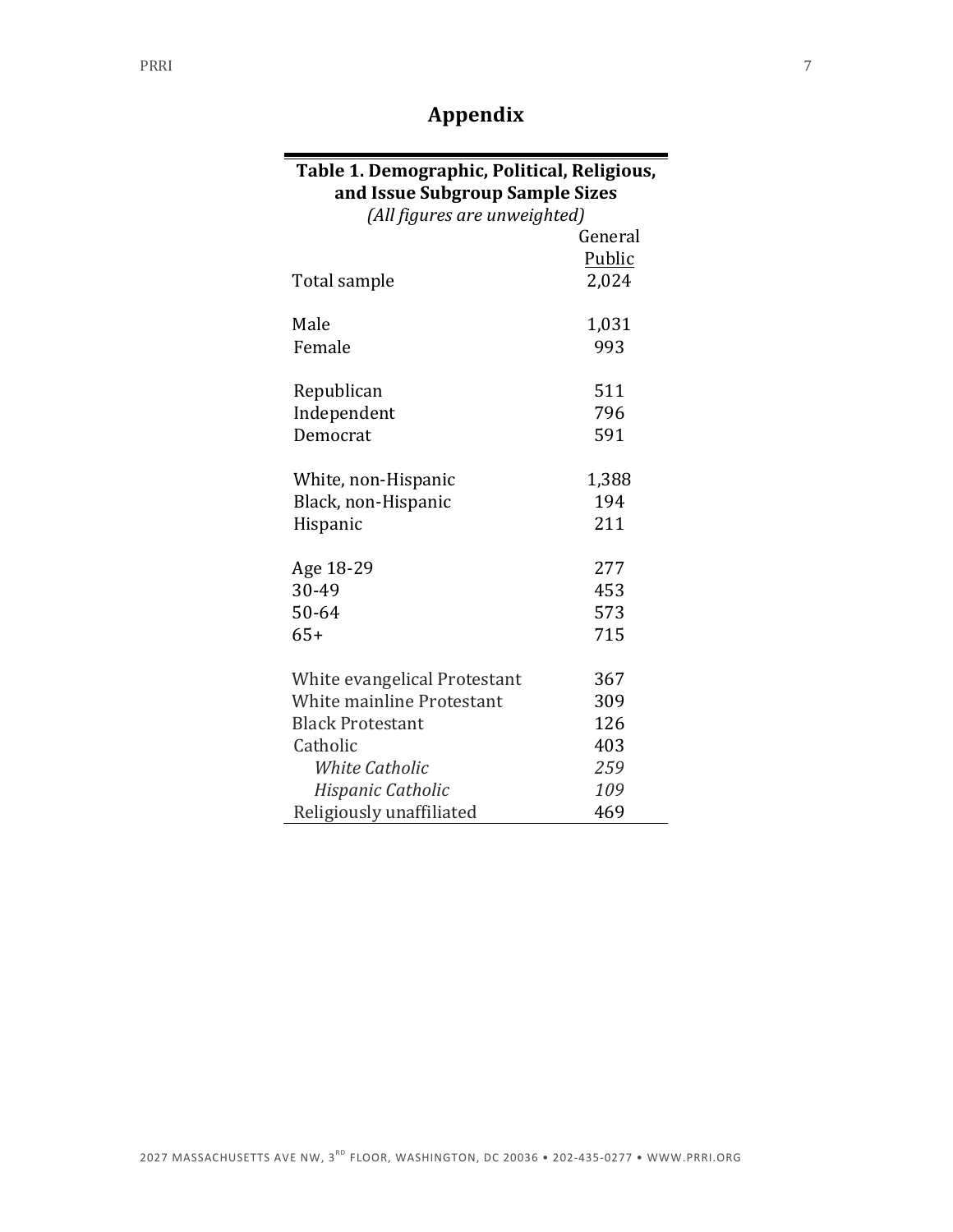# Appendix

**Table 1. Demographic, Political, Religious, and Issue Subgroup Sample Sizes**

*(All figures are unweighted)*

| | General Public |
|---|---|
| Total sample | 2,024 |
| | |
| Male | 1,031 |
| Female | 993 |
| | |
| Republican | 511 |
| Independent | 796 |
| Democrat | 591 |
| | |
| White, non-Hispanic | 1,388 |
| Black, non-Hispanic | 194 |
| Hispanic | 211 |
| | |
| Age 18-29 | 277 |
| 30-49 | 453 |
| 50-64 | 573 |
| 65+ | 715 |
| | |
| White evangelical Protestant | 367 |
| White mainline Protestant | 309 |
| Black Protestant | 126 |
| Catholic | 403 |
| *White Catholic* | *259* |
| *Hispanic Catholic* | *109* |
| Religiously unaffiliated | 469 |